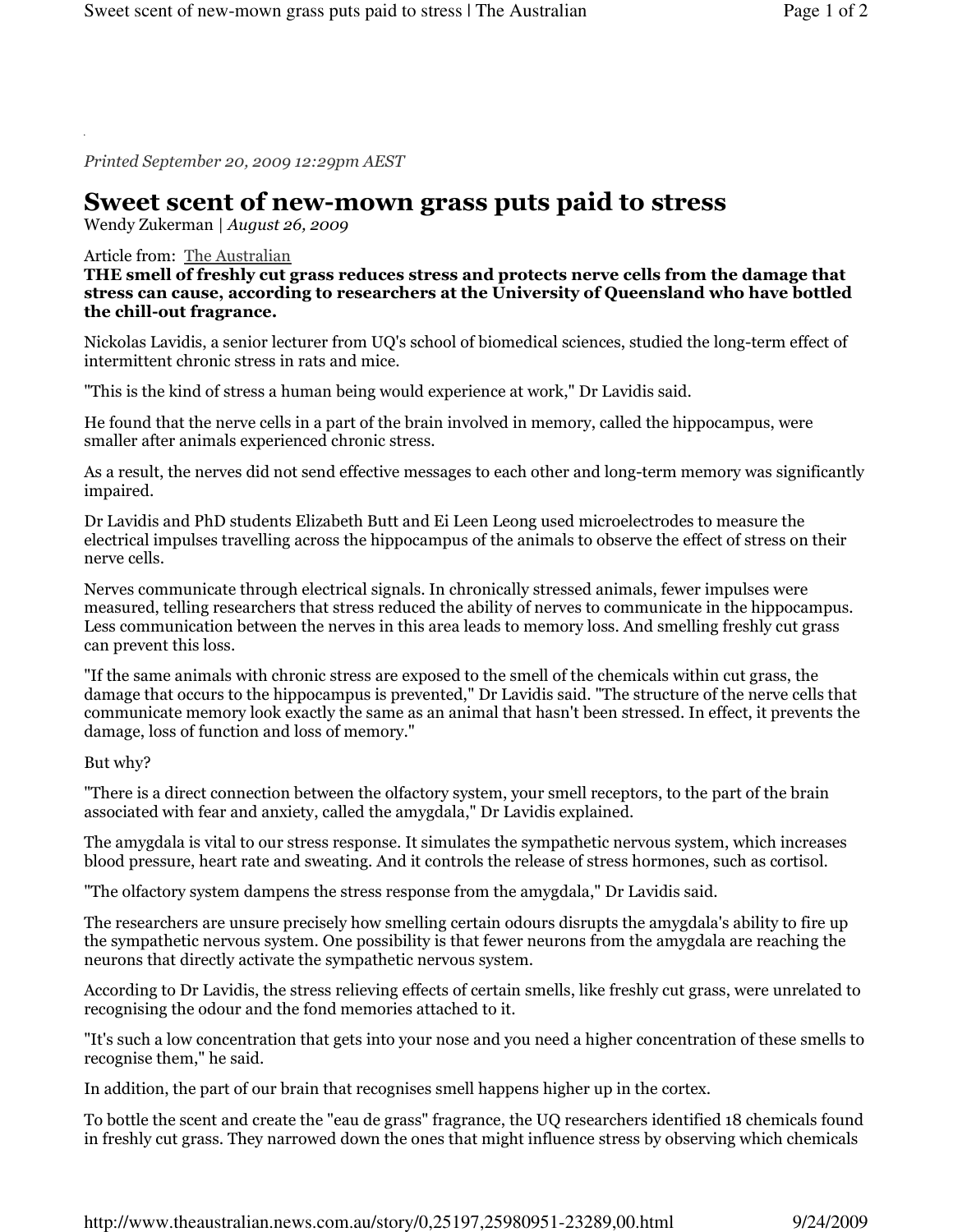*Printed September 20, 2009 12:29pm AEST*

# Sweet scent of new-mown grass puts paid to stress

Wendy Zukerman | *August 26, 2009*

Article from: The Australian

**THE smell of freshly cut grass reduces stress and protects nerve cells from the damage that stress can cause, according to researchers at the University of Queensland who have bottled the chill-out fragrance.**

Nickolas Lavidis, a senior lecturer from UQ's school of biomedical sciences, studied the long-term effect of intermittent chronic stress in rats and mice.

"This is the kind of stress a human being would experience at work," Dr Lavidis said.

He found that the nerve cells in a part of the brain involved in memory, called the hippocampus, were smaller after animals experienced chronic stress.

As a result, the nerves did not send effective messages to each other and long-term memory was significantly impaired.

Dr Lavidis and PhD students Elizabeth Butt and Ei Leen Leong used microelectrodes to measure the electrical impulses travelling across the hippocampus of the animals to observe the effect of stress on their nerve cells.

Nerves communicate through electrical signals. In chronically stressed animals, fewer impulses were measured, telling researchers that stress reduced the ability of nerves to communicate in the hippocampus. Less communication between the nerves in this area leads to memory loss. And smelling freshly cut grass can prevent this loss.

"If the same animals with chronic stress are exposed to the smell of the chemicals within cut grass, the damage that occurs to the hippocampus is prevented," Dr Lavidis said. "The structure of the nerve cells that communicate memory look exactly the same as an animal that hasn't been stressed. In effect, it prevents the damage, loss of function and loss of memory."

But why?

"There is a direct connection between the olfactory system, your smell receptors, to the part of the brain associated with fear and anxiety, called the amygdala," Dr Lavidis explained.

The amygdala is vital to our stress response. It simulates the sympathetic nervous system, which increases blood pressure, heart rate and sweating. And it controls the release of stress hormones, such as cortisol.

"The olfactory system dampens the stress response from the amygdala," Dr Lavidis said.

The researchers are unsure precisely how smelling certain odours disrupts the amygdala's ability to fire up the sympathetic nervous system. One possibility is that fewer neurons from the amygdala are reaching the neurons that directly activate the sympathetic nervous system.

According to Dr Lavidis, the stress relieving effects of certain smells, like freshly cut grass, were unrelated to recognising the odour and the fond memories attached to it.

"It's such a low concentration that gets into your nose and you need a higher concentration of these smells to recognise them," he said.

In addition, the part of our brain that recognises smell happens higher up in the cortex.

To bottle the scent and create the "eau de grass" fragrance, the UQ researchers identified 18 chemicals found in freshly cut grass. They narrowed down the ones that might influence stress by observing which chemicals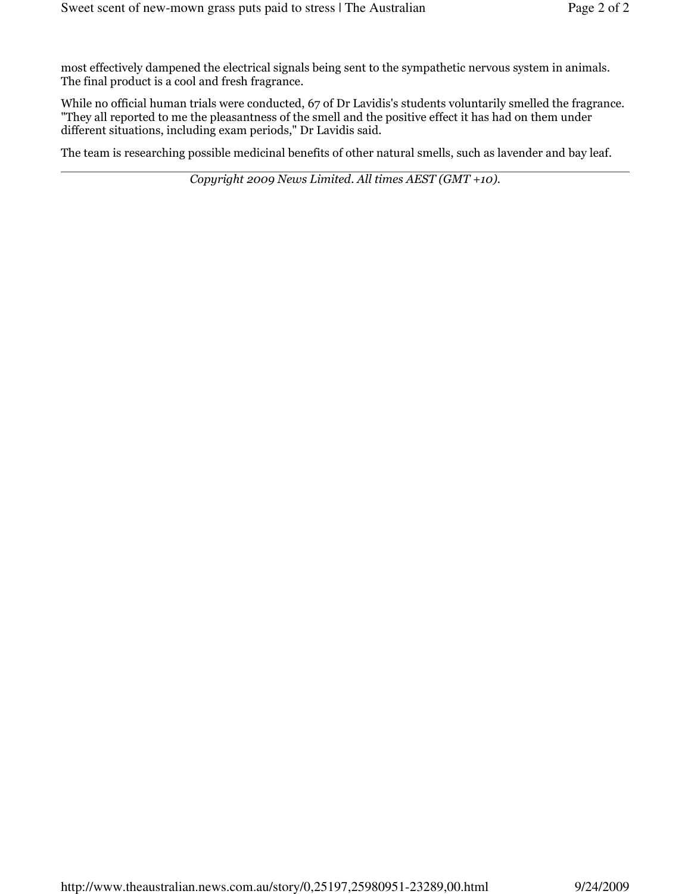most effectively dampened the electrical signals being sent to the sympathetic nervous system in animals. The final product is a cool and fresh fragrance.

While no official human trials were conducted, 67 of Dr Lavidis's students voluntarily smelled the fragrance. "They all reported to me the pleasantness of the smell and the positive effect it has had on them under different situations, including exam periods," Dr Lavidis said.

The team is researching possible medicinal benefits of other natural smells, such as lavender and bay leaf.

---

*Copyright 2009 News Limited. All times AEST (GMT +10).*